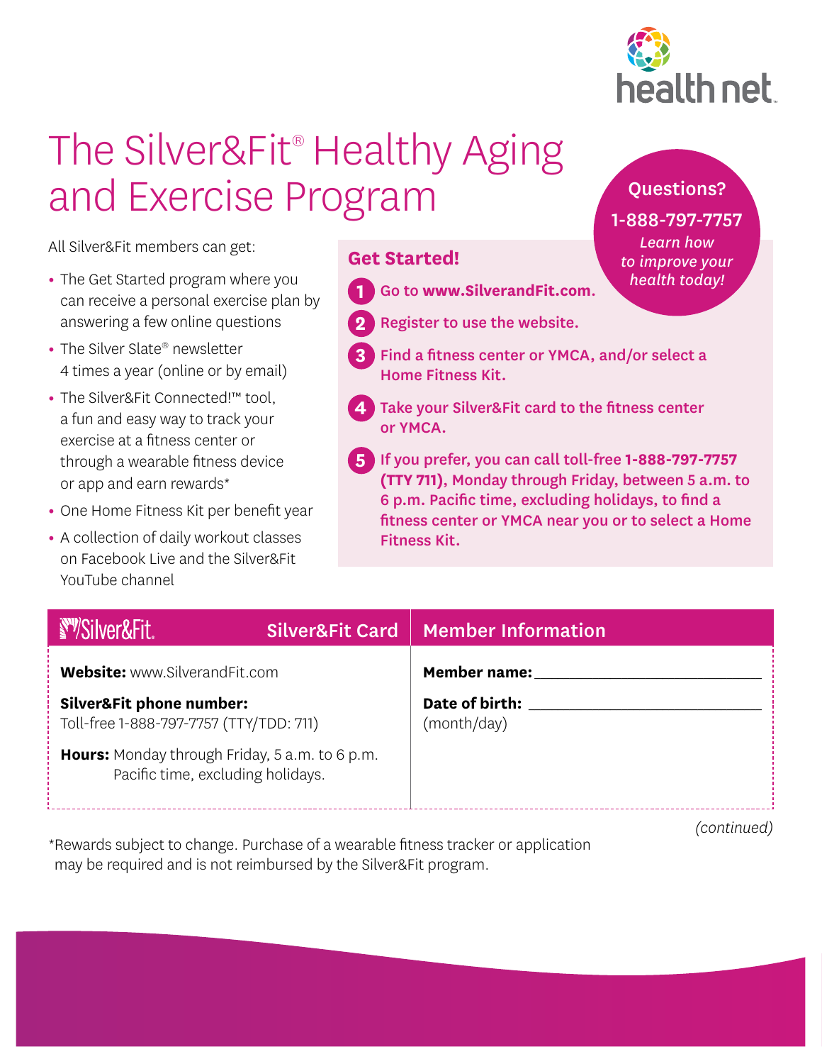# The Silver&Fit® Healthy Aging and Exercise Program

**Questions?**

**1-888-797-7757**

*Learn how to improve your health today!*

All Silver&Fit members can get:

- The Get Started program where you can receive a personal exercise plan by answering a few online questions
- The Silver Slate® newsletter 4 times a year (online or by email)
- The Silver&Fit Connected!™ tool, a fun and easy way to track your exercise at a fitness center or through a wearable fitness device or app and earn rewards*
- One Home Fitness Kit per benefit year
- A collection of daily workout classes on Facebook Live and the Silver&Fit YouTube channel

## Get Started!

1. Go to **www.SilverandFit.com**.
2. Register to use the website.
3. Find a fitness center or YMCA, and/or select a Home Fitness Kit.
4. Take your Silver&Fit card to the fitness center or YMCA.
5. If you prefer, you can call toll-free **1-888-797-7757 (TTY 711)**, Monday through Friday, between 5 a.m. to 6 p.m. Pacific time, excluding holidays, to find a fitness center or YMCA near you or to select a Home Fitness Kit.

| Silver&Fit — Silver&Fit Card | Member Information |
|---|---|
| **Website:** www.SilverandFit.com | **Member name:** ____________________ |
| **Silver&Fit phone number:** Toll-free 1-888-797-7757 (TTY/TDD: 711) | **Date of birth:** ____________________ (month/day) |
| **Hours:** Monday through Friday, 5 a.m. to 6 p.m. Pacific time, excluding holidays. | |

*(continued)*

*Rewards subject to change. Purchase of a wearable fitness tracker or application may be required and is not reimbursed by the Silver&Fit program.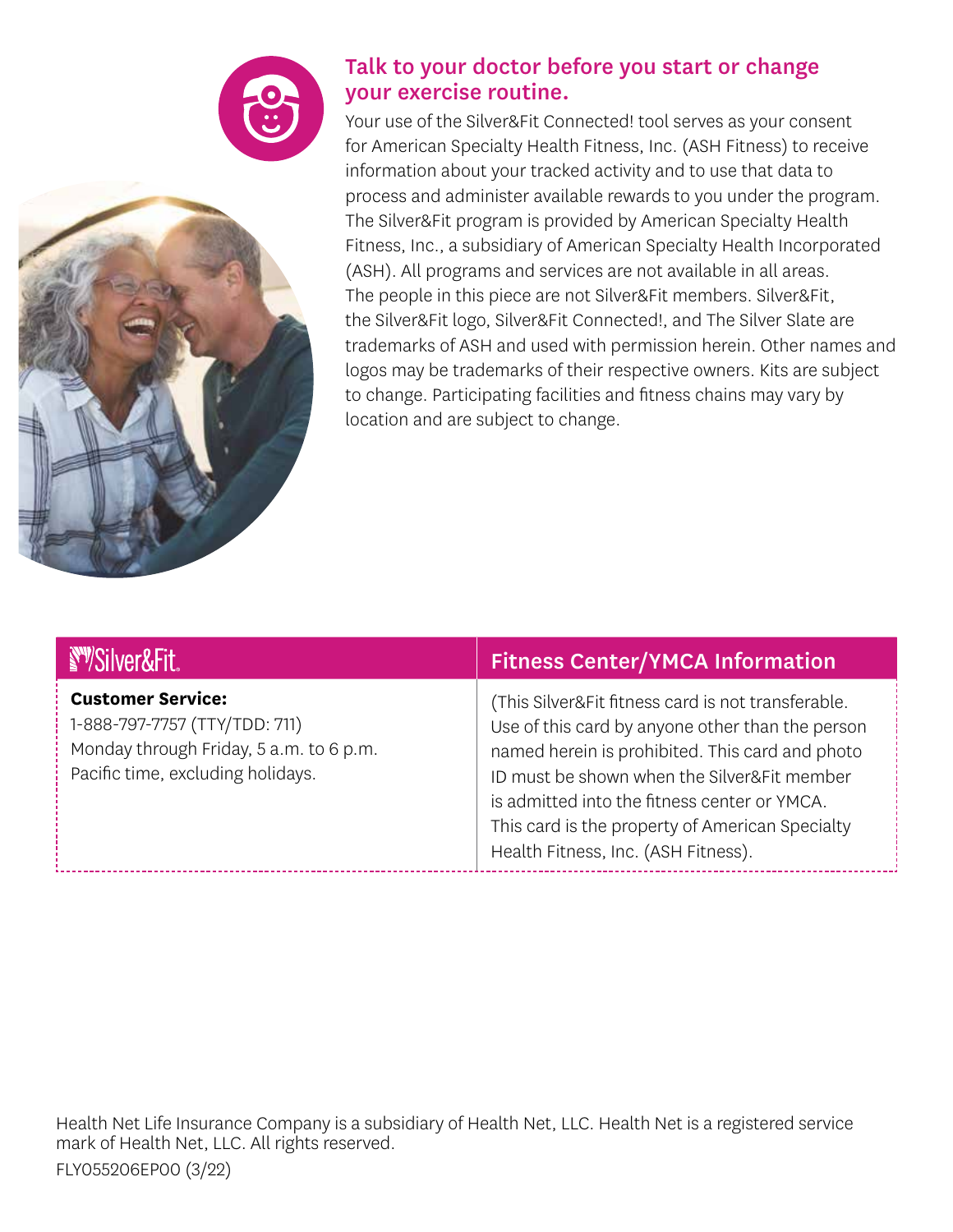## Talk to your doctor before you start or change your exercise routine.

Your use of the Silver&Fit Connected! tool serves as your consent for American Specialty Health Fitness, Inc. (ASH Fitness) to receive information about your tracked activity and to use that data to process and administer available rewards to you under the program. The Silver&Fit program is provided by American Specialty Health Fitness, Inc., a subsidiary of American Specialty Health Incorporated (ASH). All programs and services are not available in all areas. The people in this piece are not Silver&Fit members. Silver&Fit, the Silver&Fit logo, Silver&Fit Connected!, and The Silver Slate are trademarks of ASH and used with permission herein. Other names and logos may be trademarks of their respective owners. Kits are subject to change. Participating facilities and fitness chains may vary by location and are subject to change.

| Silver&Fit | Fitness Center/YMCA Information |
| --- | --- |
| **Customer Service:**<br>1-888-797-7757 (TTY/TDD: 711)<br>Monday through Friday, 5 a.m. to 6 p.m. Pacific time, excluding holidays. | (This Silver&Fit fitness card is not transferable. Use of this card by anyone other than the person named herein is prohibited. This card and photo ID must be shown when the Silver&Fit member is admitted into the fitness center or YMCA. This card is the property of American Specialty Health Fitness, Inc. (ASH Fitness). |

Health Net Life Insurance Company is a subsidiary of Health Net, LLC. Health Net is a registered service mark of Health Net, LLC. All rights reserved.

FLY055206EP00 (3/22)